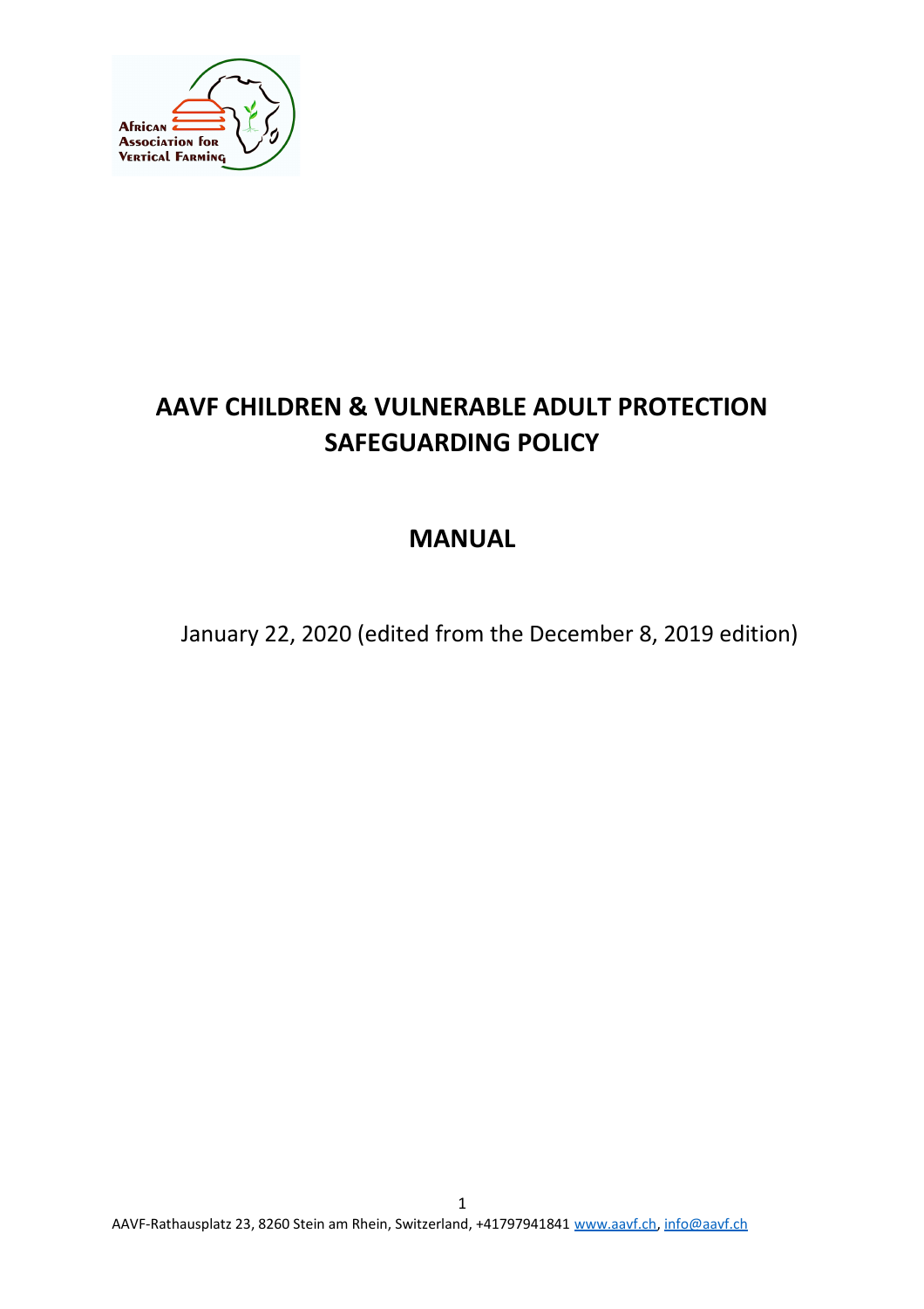# AAVF CHILDREN & VULNERABLE ADULT PROTECTION SAFEGUARDING POLICY

## MANUAL

January 22, 2020 (edited from the December 8, 2019 edition)

AAVF-Rathausplatz 23, 8260 Stein am Rhein, Switzerland, +41797941841 www.aavf.ch, info@aavf.ch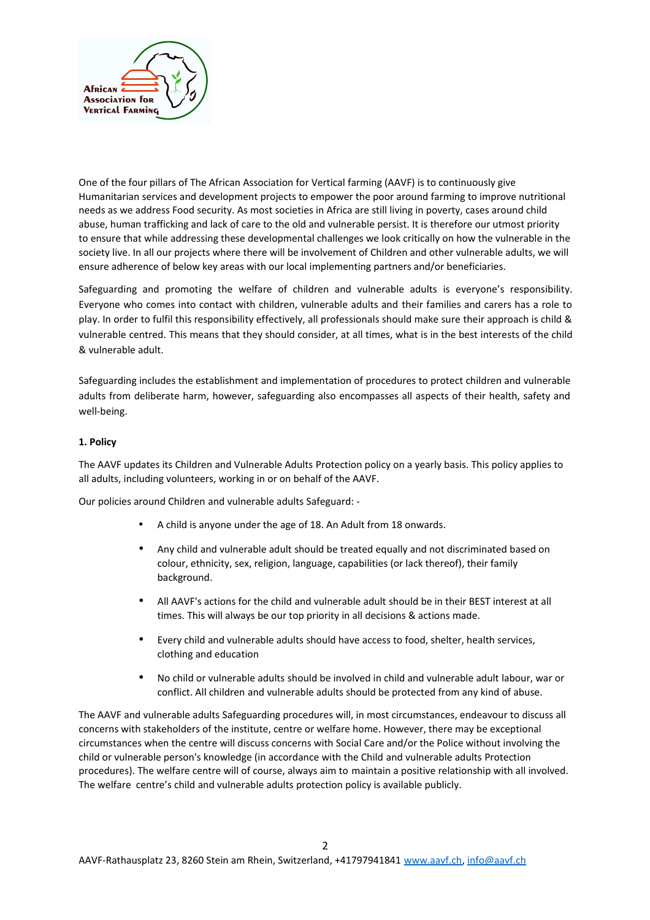One of the four pillars of The African Association for Vertical farming (AAVF) is to continuously give Humanitarian services and development projects to empower the poor around farming to improve nutritional needs as we address Food security. As most societies in Africa are still living in poverty, cases around child abuse, human trafficking and lack of care to the old and vulnerable persist. It is therefore our utmost priority to ensure that while addressing these developmental challenges we look critically on how the vulnerable in the society live. In all our projects where there will be involvement of Children and other vulnerable adults, we will ensure adherence of below key areas with our local implementing partners and/or beneficiaries.

Safeguarding and promoting the welfare of children and vulnerable adults is everyone's responsibility. Everyone who comes into contact with children, vulnerable adults and their families and carers has a role to play. In order to fulfil this responsibility effectively, all professionals should make sure their approach is child & vulnerable centred. This means that they should consider, at all times, what is in the best interests of the child & vulnerable adult.

Safeguarding includes the establishment and implementation of procedures to protect children and vulnerable adults from deliberate harm, however, safeguarding also encompasses all aspects of their health, safety and well-being.

**1. Policy**

The AAVF updates its Children and Vulnerable Adults Protection policy on a yearly basis. This policy applies to all adults, including volunteers, working in or on behalf of the AAVF.

Our policies around Children and vulnerable adults Safeguard: -

- A child is anyone under the age of 18. An Adult from 18 onwards.
- Any child and vulnerable adult should be treated equally and not discriminated based on colour, ethnicity, sex, religion, language, capabilities (or lack thereof), their family background.
- All AAVF's actions for the child and vulnerable adult should be in their BEST interest at all times. This will always be our top priority in all decisions & actions made.
- Every child and vulnerable adults should have access to food, shelter, health services, clothing and education
- No child or vulnerable adults should be involved in child and vulnerable adult labour, war or conflict. All children and vulnerable adults should be protected from any kind of abuse.

The AAVF and vulnerable adults Safeguarding procedures will, in most circumstances, endeavour to discuss all concerns with stakeholders of the institute, centre or welfare home. However, there may be exceptional circumstances when the centre will discuss concerns with Social Care and/or the Police without involving the child or vulnerable person's knowledge (in accordance with the Child and vulnerable adults Protection procedures). The welfare centre will of course, always aim to maintain a positive relationship with all involved. The welfare centre's child and vulnerable adults protection policy is available publicly.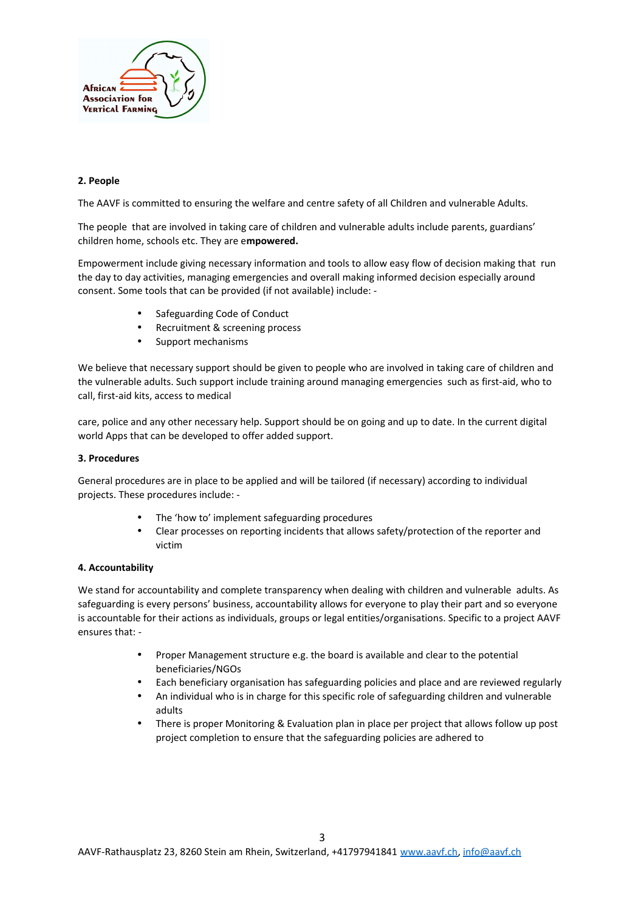**2. People**

The AAVF is committed to ensuring the welfare and centre safety of all Children and vulnerable Adults.

The people that are involved in taking care of children and vulnerable adults include parents, guardians' children home, schools etc. They are e**mpowered.**

Empowerment include giving necessary information and tools to allow easy flow of decision making that run the day to day activities, managing emergencies and overall making informed decision especially around consent. Some tools that can be provided (if not available) include: -

- Safeguarding Code of Conduct
- Recruitment & screening process
- Support mechanisms

We believe that necessary support should be given to people who are involved in taking care of children and the vulnerable adults. Such support include training around managing emergencies such as first-aid, who to call, first-aid kits, access to medical

care, police and any other necessary help. Support should be on going and up to date. In the current digital world Apps that can be developed to offer added support.

**3. Procedures**

General procedures are in place to be applied and will be tailored (if necessary) according to individual projects. These procedures include: -

- The 'how to' implement safeguarding procedures
- Clear processes on reporting incidents that allows safety/protection of the reporter and victim

**4. Accountability**

We stand for accountability and complete transparency when dealing with children and vulnerable adults. As safeguarding is every persons' business, accountability allows for everyone to play their part and so everyone is accountable for their actions as individuals, groups or legal entities/organisations. Specific to a project AAVF ensures that: -

- Proper Management structure e.g. the board is available and clear to the potential beneficiaries/NGOs
- Each beneficiary organisation has safeguarding policies and place and are reviewed regularly
- An individual who is in charge for this specific role of safeguarding children and vulnerable adults
- There is proper Monitoring & Evaluation plan in place per project that allows follow up post project completion to ensure that the safeguarding policies are adhered to

AAVF-Rathausplatz 23, 8260 Stein am Rhein, Switzerland, +41797941841 www.aavf.ch, info@aavf.ch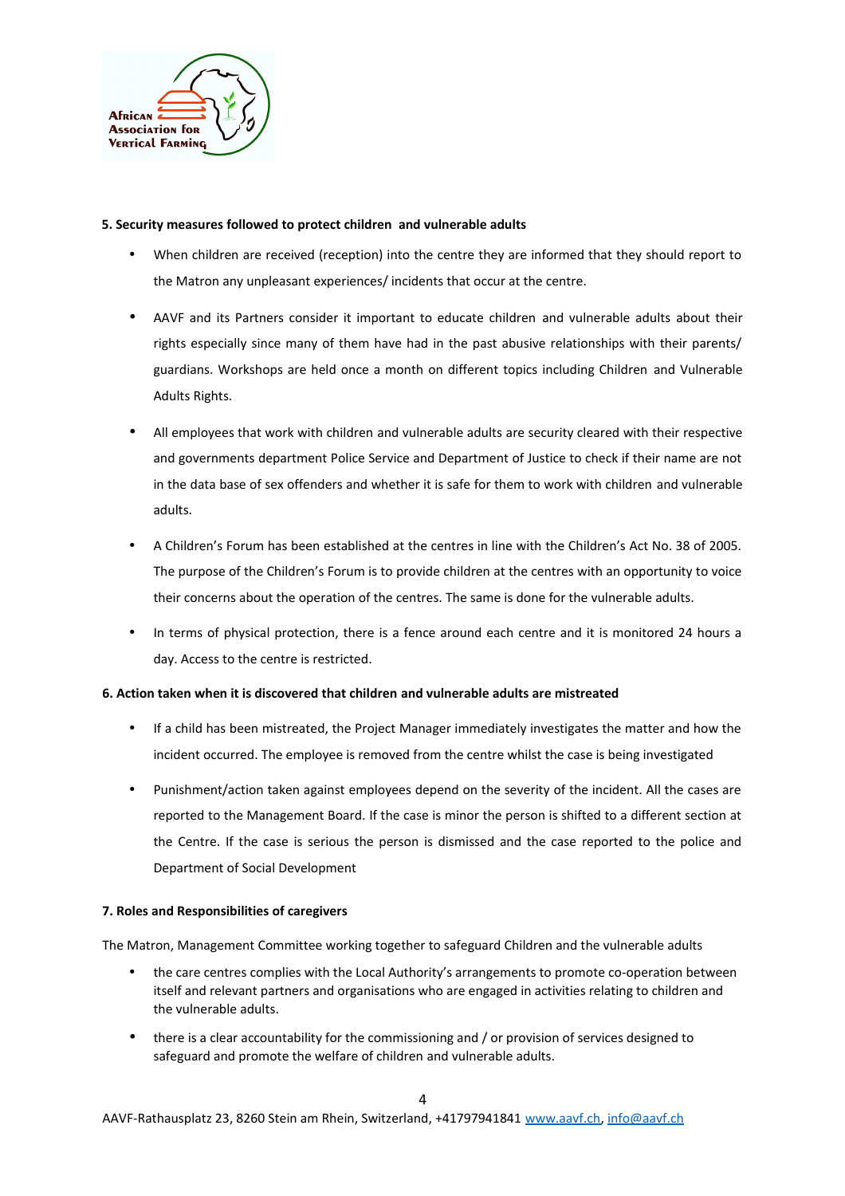**5. Security measures followed to protect children and vulnerable adults**

- When children are received (reception) into the centre they are informed that they should report to the Matron any unpleasant experiences/ incidents that occur at the centre.
- AAVF and its Partners consider it important to educate children and vulnerable adults about their rights especially since many of them have had in the past abusive relationships with their parents/ guardians. Workshops are held once a month on different topics including Children and Vulnerable Adults Rights.
- All employees that work with children and vulnerable adults are security cleared with their respective and governments department Police Service and Department of Justice to check if their name are not in the data base of sex offenders and whether it is safe for them to work with children and vulnerable adults.
- A Children's Forum has been established at the centres in line with the Children's Act No. 38 of 2005. The purpose of the Children's Forum is to provide children at the centres with an opportunity to voice their concerns about the operation of the centres. The same is done for the vulnerable adults.
- In terms of physical protection, there is a fence around each centre and it is monitored 24 hours a day. Access to the centre is restricted.

**6. Action taken when it is discovered that children and vulnerable adults are mistreated**

- If a child has been mistreated, the Project Manager immediately investigates the matter and how the incident occurred. The employee is removed from the centre whilst the case is being investigated
- Punishment/action taken against employees depend on the severity of the incident. All the cases are reported to the Management Board. If the case is minor the person is shifted to a different section at the Centre. If the case is serious the person is dismissed and the case reported to the police and Department of Social Development

**7. Roles and Responsibilities of caregivers**

The Matron, Management Committee working together to safeguard Children and the vulnerable adults

- the care centres complies with the Local Authority's arrangements to promote co-operation between itself and relevant partners and organisations who are engaged in activities relating to children and the vulnerable adults.
- there is a clear accountability for the commissioning and / or provision of services designed to safeguard and promote the welfare of children and vulnerable adults.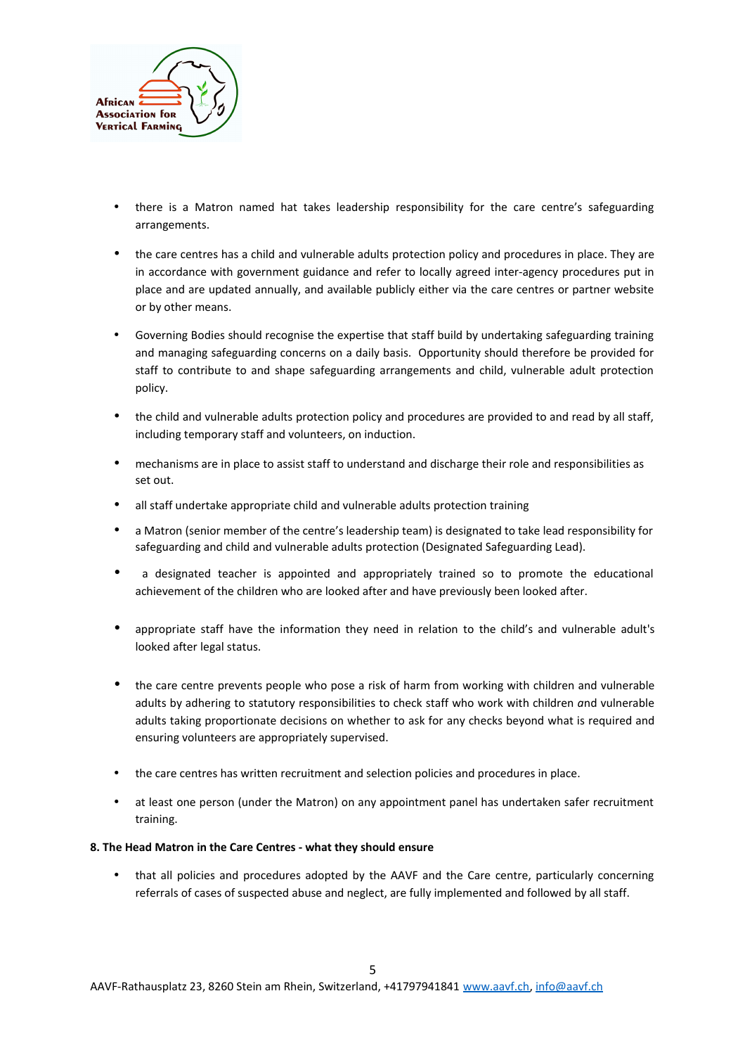- there is a Matron named hat takes leadership responsibility for the care centre's safeguarding arrangements.
- the care centres has a child and vulnerable adults protection policy and procedures in place. They are in accordance with government guidance and refer to locally agreed inter-agency procedures put in place and are updated annually, and available publicly either via the care centres or partner website or by other means.
- Governing Bodies should recognise the expertise that staff build by undertaking safeguarding training and managing safeguarding concerns on a daily basis. Opportunity should therefore be provided for staff to contribute to and shape safeguarding arrangements and child, vulnerable adult protection policy.
- the child and vulnerable adults protection policy and procedures are provided to and read by all staff, including temporary staff and volunteers, on induction.
- mechanisms are in place to assist staff to understand and discharge their role and responsibilities as set out.
- all staff undertake appropriate child and vulnerable adults protection training
- a Matron (senior member of the centre's leadership team) is designated to take lead responsibility for safeguarding and child and vulnerable adults protection (Designated Safeguarding Lead).
- a designated teacher is appointed and appropriately trained so to promote the educational achievement of the children who are looked after and have previously been looked after.
- appropriate staff have the information they need in relation to the child's and vulnerable adult's looked after legal status.
- the care centre prevents people who pose a risk of harm from working with children and vulnerable adults by adhering to statutory responsibilities to check staff who work with children *a*nd vulnerable adults taking proportionate decisions on whether to ask for any checks beyond what is required and ensuring volunteers are appropriately supervised.
- the care centres has written recruitment and selection policies and procedures in place.
- at least one person (under the Matron) on any appointment panel has undertaken safer recruitment training.

**8. The Head Matron in the Care Centres - what they should ensure**

- that all policies and procedures adopted by the AAVF and the Care centre, particularly concerning referrals of cases of suspected abuse and neglect, are fully implemented and followed by all staff.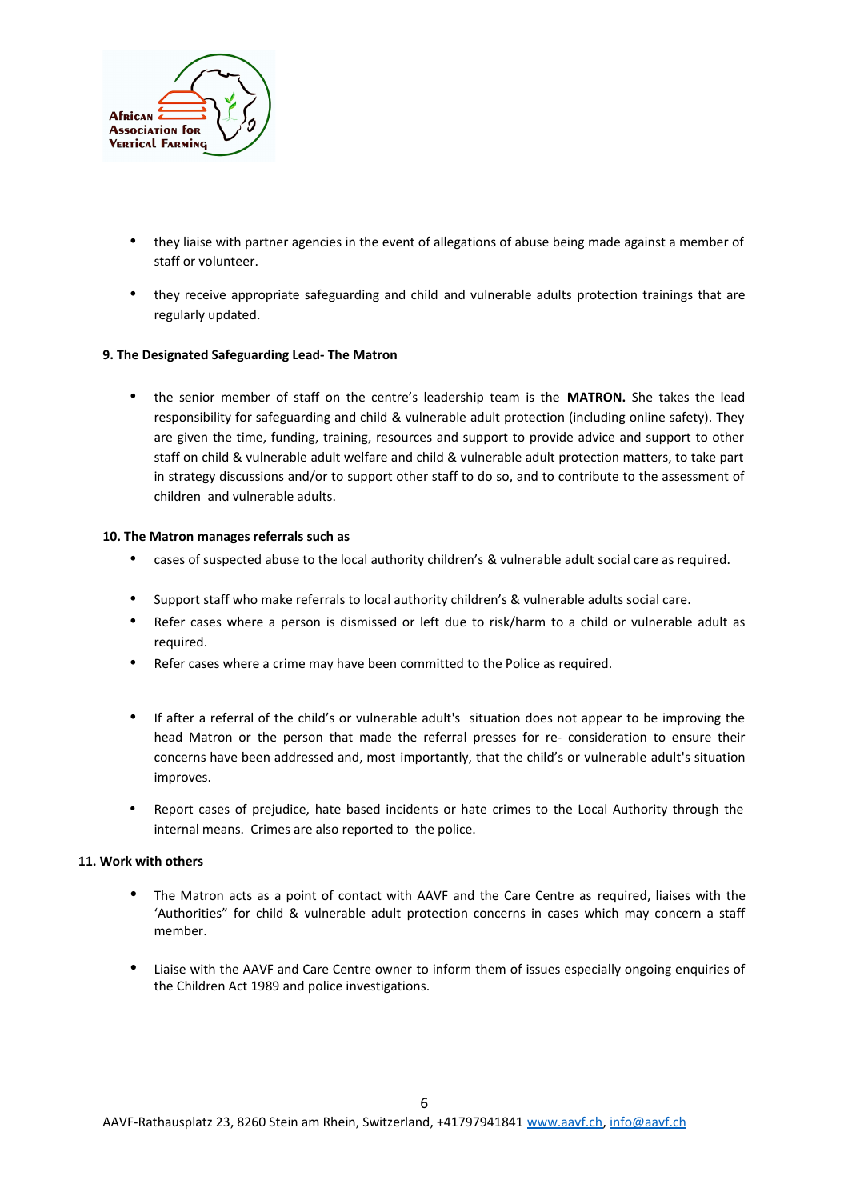- they liaise with partner agencies in the event of allegations of abuse being made against a member of staff or volunteer.
- they receive appropriate safeguarding and child and vulnerable adults protection trainings that are regularly updated.

**9. The Designated Safeguarding Lead- The Matron**

- the senior member of staff on the centre's leadership team is the **MATRON.** She takes the lead responsibility for safeguarding and child & vulnerable adult protection (including online safety). They are given the time, funding, training, resources and support to provide advice and support to other staff on child & vulnerable adult welfare and child & vulnerable adult protection matters, to take part in strategy discussions and/or to support other staff to do so, and to contribute to the assessment of children and vulnerable adults.

**10. The Matron manages referrals such as**

- cases of suspected abuse to the local authority children's & vulnerable adult social care as required.
- Support staff who make referrals to local authority children's & vulnerable adults social care.
- Refer cases where a person is dismissed or left due to risk/harm to a child or vulnerable adult as required.
- Refer cases where a crime may have been committed to the Police as required.
- If after a referral of the child's or vulnerable adult's situation does not appear to be improving the head Matron or the person that made the referral presses for re- consideration to ensure their concerns have been addressed and, most importantly, that the child's or vulnerable adult's situation improves.
- Report cases of prejudice, hate based incidents or hate crimes to the Local Authority through the internal means. Crimes are also reported to the police.

**11. Work with others**

- The Matron acts as a point of contact with AAVF and the Care Centre as required, liaises with the 'Authorities" for child & vulnerable adult protection concerns in cases which may concern a staff member.
- Liaise with the AAVF and Care Centre owner to inform them of issues especially ongoing enquiries of the Children Act 1989 and police investigations.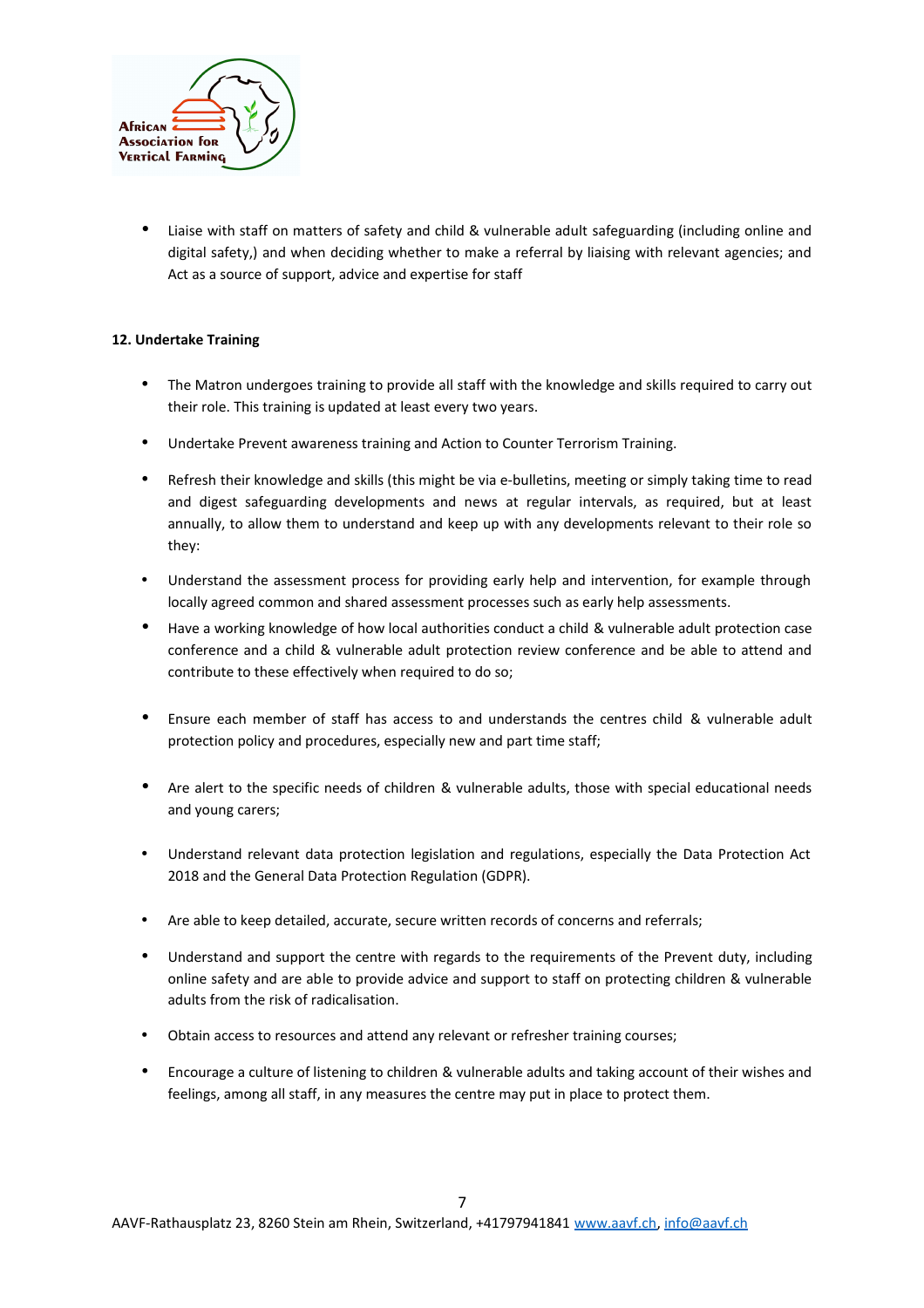- Liaise with staff on matters of safety and child & vulnerable adult safeguarding (including online and digital safety,) and when deciding whether to make a referral by liaising with relevant agencies; and Act as a source of support, advice and expertise for staff

**12. Undertake Training**

- The Matron undergoes training to provide all staff with the knowledge and skills required to carry out their role. This training is updated at least every two years.

- Undertake Prevent awareness training and Action to Counter Terrorism Training.

- Refresh their knowledge and skills (this might be via e-bulletins, meeting or simply taking time to read and digest safeguarding developments and news at regular intervals, as required, but at least annually, to allow them to understand and keep up with any developments relevant to their role so they:

- Understand the assessment process for providing early help and intervention, for example through locally agreed common and shared assessment processes such as early help assessments.
- Have a working knowledge of how local authorities conduct a child & vulnerable adult protection case conference and a child & vulnerable adult protection review conference and be able to attend and contribute to these effectively when required to do so;

- Ensure each member of staff has access to and understands the centres child & vulnerable adult protection policy and procedures, especially new and part time staff;

- Are alert to the specific needs of children & vulnerable adults, those with special educational needs and young carers;

- Understand relevant data protection legislation and regulations, especially the Data Protection Act 2018 and the General Data Protection Regulation (GDPR).

- Are able to keep detailed, accurate, secure written records of concerns and referrals;

- Understand and support the centre with regards to the requirements of the Prevent duty, including online safety and are able to provide advice and support to staff on protecting children & vulnerable adults from the risk of radicalisation.

- Obtain access to resources and attend any relevant or refresher training courses;

- Encourage a culture of listening to children & vulnerable adults and taking account of their wishes and feelings, among all staff, in any measures the centre may put in place to protect them.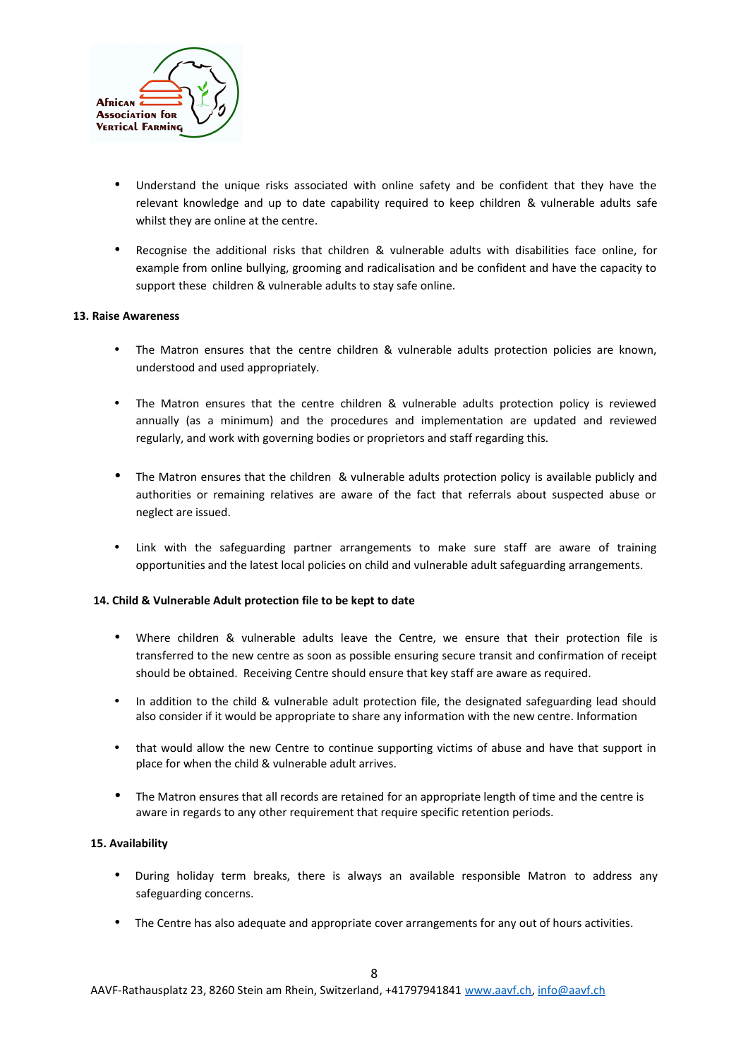- Understand the unique risks associated with online safety and be confident that they have the relevant knowledge and up to date capability required to keep children & vulnerable adults safe whilst they are online at the centre.

- Recognise the additional risks that children & vulnerable adults with disabilities face online, for example from online bullying, grooming and radicalisation and be confident and have the capacity to support these children & vulnerable adults to stay safe online.

**13. Raise Awareness**

- The Matron ensures that the centre children & vulnerable adults protection policies are known, understood and used appropriately.

- The Matron ensures that the centre children & vulnerable adults protection policy is reviewed annually (as a minimum) and the procedures and implementation are updated and reviewed regularly, and work with governing bodies or proprietors and staff regarding this.

- The Matron ensures that the children & vulnerable adults protection policy is available publicly and authorities or remaining relatives are aware of the fact that referrals about suspected abuse or neglect are issued.

- Link with the safeguarding partner arrangements to make sure staff are aware of training opportunities and the latest local policies on child and vulnerable adult safeguarding arrangements.

**14. Child & Vulnerable Adult protection file to be kept to date**

- Where children & vulnerable adults leave the Centre, we ensure that their protection file is transferred to the new centre as soon as possible ensuring secure transit and confirmation of receipt should be obtained. Receiving Centre should ensure that key staff are aware as required.

- In addition to the child & vulnerable adult protection file, the designated safeguarding lead should also consider if it would be appropriate to share any information with the new centre. Information

- that would allow the new Centre to continue supporting victims of abuse and have that support in place for when the child & vulnerable adult arrives.

- The Matron ensures that all records are retained for an appropriate length of time and the centre is aware in regards to any other requirement that require specific retention periods.

**15. Availability**

- During holiday term breaks, there is always an available responsible Matron to address any safeguarding concerns.

- The Centre has also adequate and appropriate cover arrangements for any out of hours activities.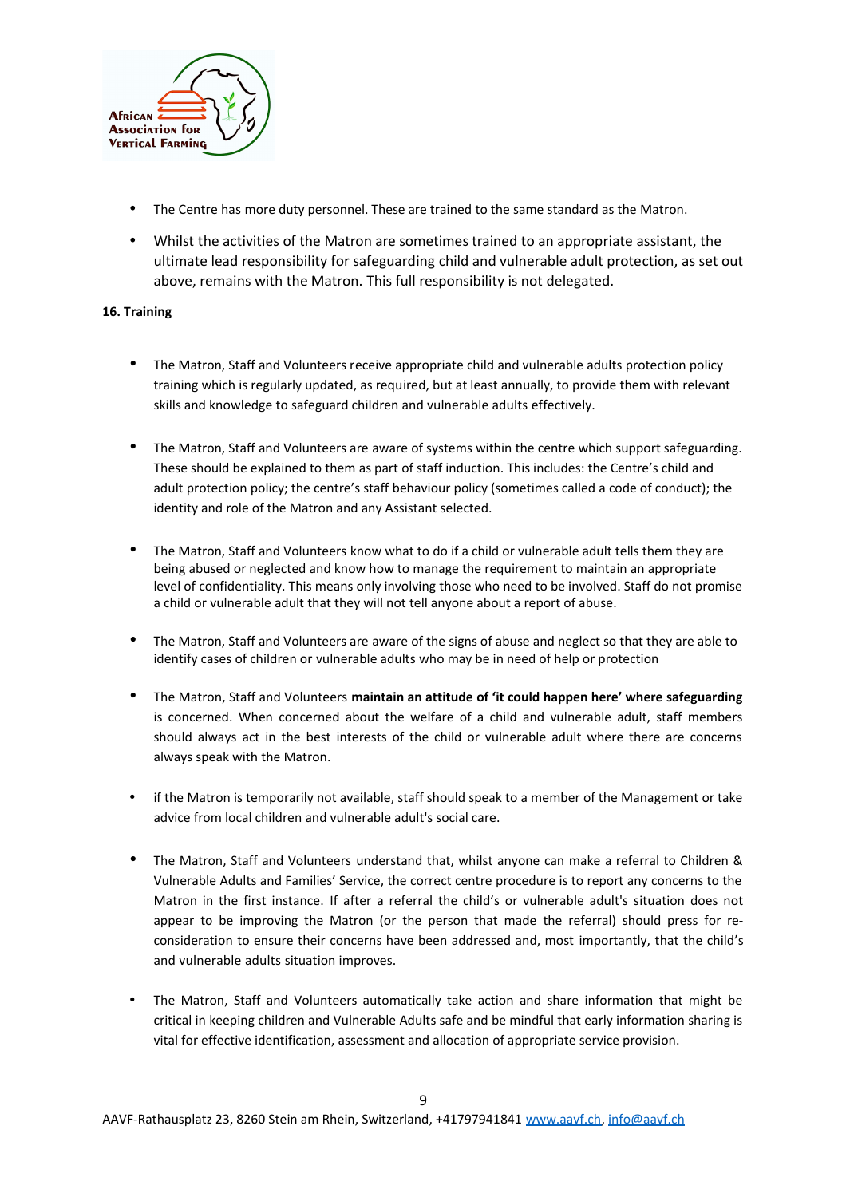- The Centre has more duty personnel. These are trained to the same standard as the Matron.
- Whilst the activities of the Matron are sometimes trained to an appropriate assistant, the ultimate lead responsibility for safeguarding child and vulnerable adult protection, as set out above, remains with the Matron. This full responsibility is not delegated.

**16. Training**

- The Matron, Staff and Volunteers receive appropriate child and vulnerable adults protection policy training which is regularly updated, as required, but at least annually, to provide them with relevant skills and knowledge to safeguard children and vulnerable adults effectively.
- The Matron, Staff and Volunteers are aware of systems within the centre which support safeguarding. These should be explained to them as part of staff induction. This includes: the Centre's child and adult protection policy; the centre's staff behaviour policy (sometimes called a code of conduct); the identity and role of the Matron and any Assistant selected.
- The Matron, Staff and Volunteers know what to do if a child or vulnerable adult tells them they are being abused or neglected and know how to manage the requirement to maintain an appropriate level of confidentiality. This means only involving those who need to be involved. Staff do not promise a child or vulnerable adult that they will not tell anyone about a report of abuse.
- The Matron, Staff and Volunteers are aware of the signs of abuse and neglect so that they are able to identify cases of children or vulnerable adults who may be in need of help or protection
- The Matron, Staff and Volunteers **maintain an attitude of 'it could happen here' where safeguarding** is concerned. When concerned about the welfare of a child and vulnerable adult, staff members should always act in the best interests of the child or vulnerable adult where there are concerns always speak with the Matron.
- if the Matron is temporarily not available, staff should speak to a member of the Management or take advice from local children and vulnerable adult's social care.
- The Matron, Staff and Volunteers understand that, whilst anyone can make a referral to Children & Vulnerable Adults and Families' Service, the correct centre procedure is to report any concerns to the Matron in the first instance. If after a referral the child's or vulnerable adult's situation does not appear to be improving the Matron (or the person that made the referral) should press for re-consideration to ensure their concerns have been addressed and, most importantly, that the child's and vulnerable adults situation improves.
- The Matron, Staff and Volunteers automatically take action and share information that might be critical in keeping children and Vulnerable Adults safe and be mindful that early information sharing is vital for effective identification, assessment and allocation of appropriate service provision.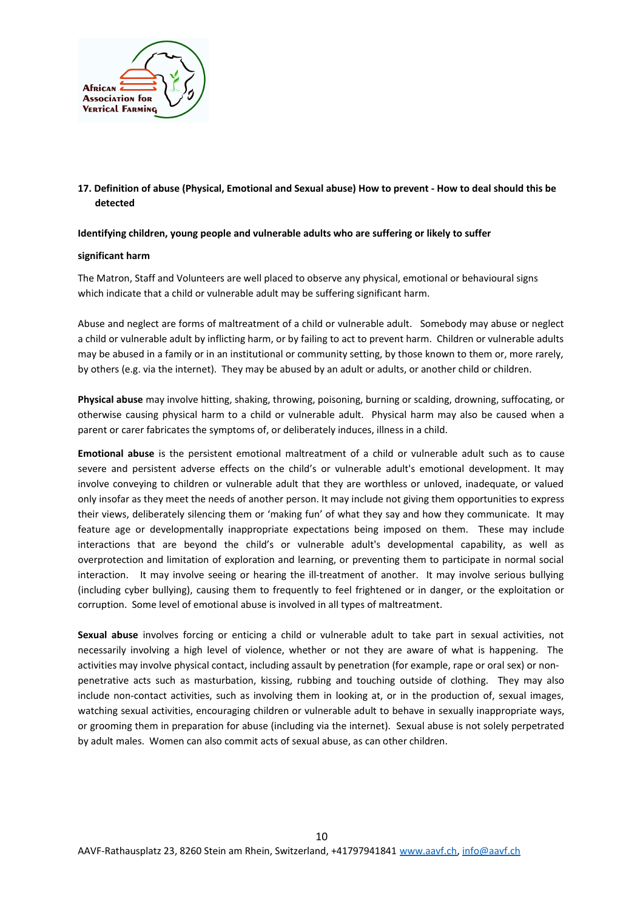## 17. Definition of abuse (Physical, Emotional and Sexual abuse) How to prevent - How to deal should this be detected

**Identifying children, young people and vulnerable adults who are suffering or likely to suffer**

**significant harm**

The Matron, Staff and Volunteers are well placed to observe any physical, emotional or behavioural signs which indicate that a child or vulnerable adult may be suffering significant harm.

Abuse and neglect are forms of maltreatment of a child or vulnerable adult. Somebody may abuse or neglect a child or vulnerable adult by inflicting harm, or by failing to act to prevent harm. Children or vulnerable adults may be abused in a family or in an institutional or community setting, by those known to them or, more rarely, by others (e.g. via the internet). They may be abused by an adult or adults, or another child or children.

**Physical abuse** may involve hitting, shaking, throwing, poisoning, burning or scalding, drowning, suffocating, or otherwise causing physical harm to a child or vulnerable adult. Physical harm may also be caused when a parent or carer fabricates the symptoms of, or deliberately induces, illness in a child.

**Emotional abuse** is the persistent emotional maltreatment of a child or vulnerable adult such as to cause severe and persistent adverse effects on the child's or vulnerable adult's emotional development. It may involve conveying to children or vulnerable adult that they are worthless or unloved, inadequate, or valued only insofar as they meet the needs of another person. It may include not giving them opportunities to express their views, deliberately silencing them or 'making fun' of what they say and how they communicate. It may feature age or developmentally inappropriate expectations being imposed on them. These may include interactions that are beyond the child's or vulnerable adult's developmental capability, as well as overprotection and limitation of exploration and learning, or preventing them to participate in normal social interaction. It may involve seeing or hearing the ill-treatment of another. It may involve serious bullying (including cyber bullying), causing them to frequently to feel frightened or in danger, or the exploitation or corruption. Some level of emotional abuse is involved in all types of maltreatment.

**Sexual abuse** involves forcing or enticing a child or vulnerable adult to take part in sexual activities, not necessarily involving a high level of violence, whether or not they are aware of what is happening. The activities may involve physical contact, including assault by penetration (for example, rape or oral sex) or non-penetrative acts such as masturbation, kissing, rubbing and touching outside of clothing. They may also include non-contact activities, such as involving them in looking at, or in the production of, sexual images, watching sexual activities, encouraging children or vulnerable adult to behave in sexually inappropriate ways, or grooming them in preparation for abuse (including via the internet). Sexual abuse is not solely perpetrated by adult males. Women can also commit acts of sexual abuse, as can other children.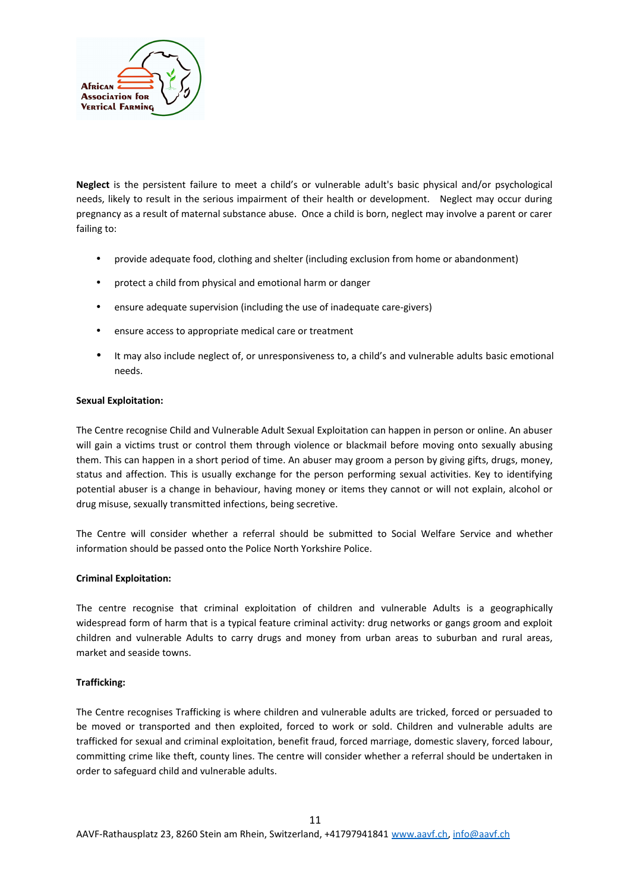**Neglect** is the persistent failure to meet a child's or vulnerable adult's basic physical and/or psychological needs, likely to result in the serious impairment of their health or development. Neglect may occur during pregnancy as a result of maternal substance abuse. Once a child is born, neglect may involve a parent or carer failing to:

- provide adequate food, clothing and shelter (including exclusion from home or abandonment)
- protect a child from physical and emotional harm or danger
- ensure adequate supervision (including the use of inadequate care-givers)
- ensure access to appropriate medical care or treatment
- It may also include neglect of, or unresponsiveness to, a child's and vulnerable adults basic emotional needs.

**Sexual Exploitation:**

The Centre recognise Child and Vulnerable Adult Sexual Exploitation can happen in person or online. An abuser will gain a victims trust or control them through violence or blackmail before moving onto sexually abusing them. This can happen in a short period of time. An abuser may groom a person by giving gifts, drugs, money, status and affection. This is usually exchange for the person performing sexual activities. Key to identifying potential abuser is a change in behaviour, having money or items they cannot or will not explain, alcohol or drug misuse, sexually transmitted infections, being secretive.

The Centre will consider whether a referral should be submitted to Social Welfare Service and whether information should be passed onto the Police North Yorkshire Police.

**Criminal Exploitation:**

The centre recognise that criminal exploitation of children and vulnerable Adults is a geographically widespread form of harm that is a typical feature criminal activity: drug networks or gangs groom and exploit children and vulnerable Adults to carry drugs and money from urban areas to suburban and rural areas, market and seaside towns.

**Trafficking:**

The Centre recognises Trafficking is where children and vulnerable adults are tricked, forced or persuaded to be moved or transported and then exploited, forced to work or sold. Children and vulnerable adults are trafficked for sexual and criminal exploitation, benefit fraud, forced marriage, domestic slavery, forced labour, committing crime like theft, county lines. The centre will consider whether a referral should be undertaken in order to safeguard child and vulnerable adults.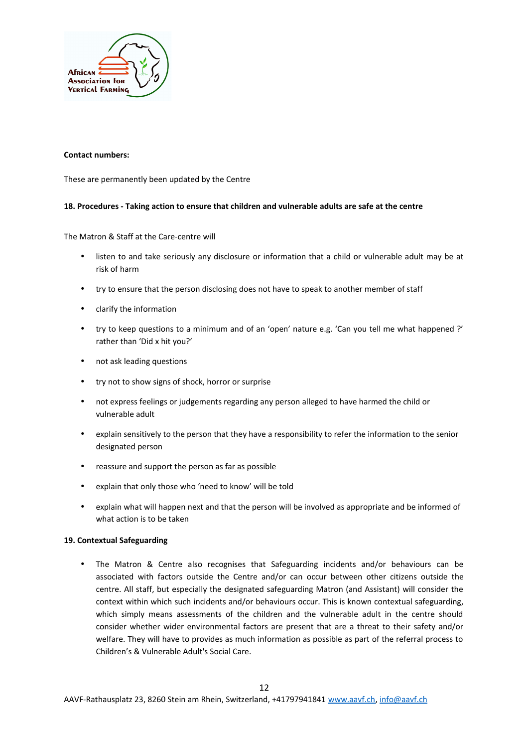**Contact numbers:**

These are permanently been updated by the Centre

**18. Procedures - Taking action to ensure that children and vulnerable adults are safe at the centre**

The Matron & Staff at the Care-centre will

- listen to and take seriously any disclosure or information that a child or vulnerable adult may be at risk of harm
- try to ensure that the person disclosing does not have to speak to another member of staff
- clarify the information
- try to keep questions to a minimum and of an 'open' nature e.g. 'Can you tell me what happened ?' rather than 'Did x hit you?'
- not ask leading questions
- try not to show signs of shock, horror or surprise
- not express feelings or judgements regarding any person alleged to have harmed the child or vulnerable adult
- explain sensitively to the person that they have a responsibility to refer the information to the senior designated person
- reassure and support the person as far as possible
- explain that only those who 'need to know' will be told
- explain what will happen next and that the person will be involved as appropriate and be informed of what action is to be taken

**19. Contextual Safeguarding**

- The Matron & Centre also recognises that Safeguarding incidents and/or behaviours can be associated with factors outside the Centre and/or can occur between other citizens outside the centre. All staff, but especially the designated safeguarding Matron (and Assistant) will consider the context within which such incidents and/or behaviours occur. This is known contextual safeguarding, which simply means assessments of the children and the vulnerable adult in the centre should consider whether wider environmental factors are present that are a threat to their safety and/or welfare. They will have to provides as much information as possible as part of the referral process to Children's & Vulnerable Adult's Social Care.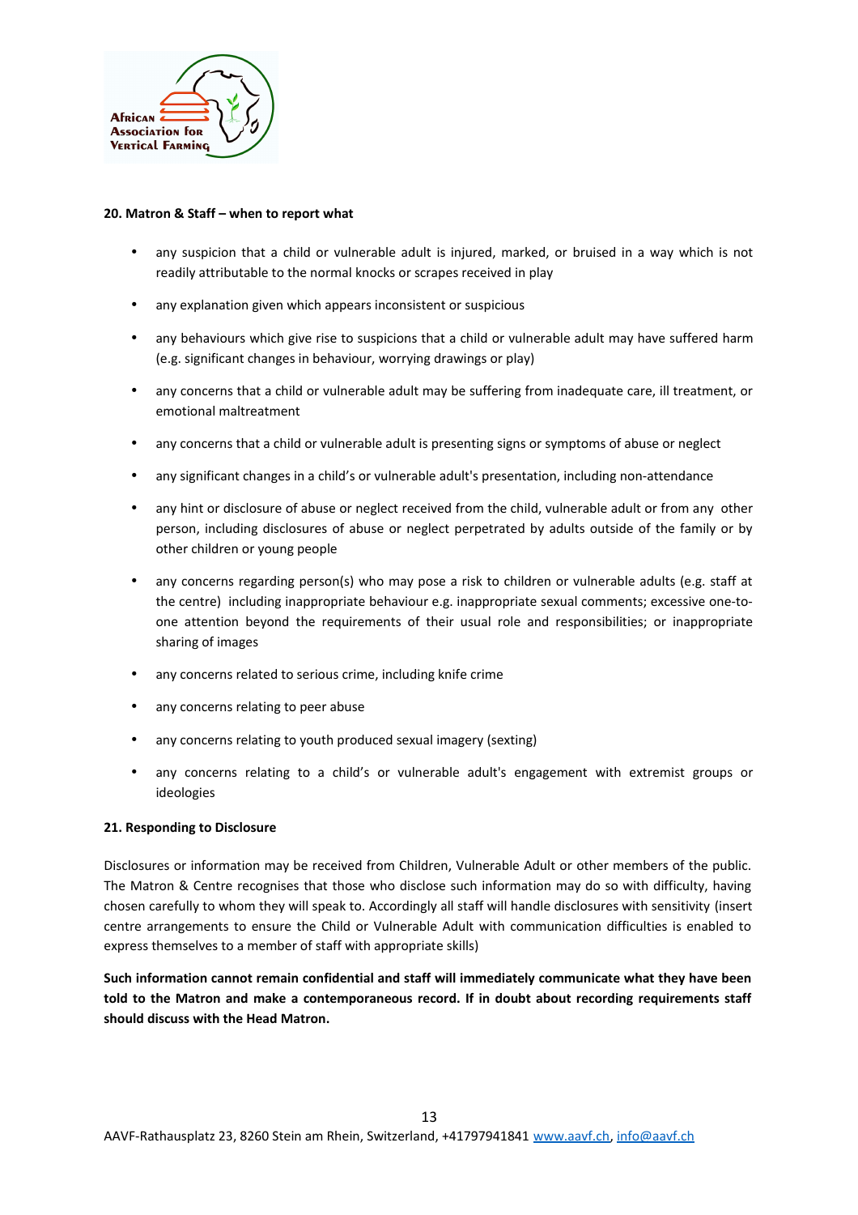**20. Matron & Staff – when to report what**

- any suspicion that a child or vulnerable adult is injured, marked, or bruised in a way which is not readily attributable to the normal knocks or scrapes received in play
- any explanation given which appears inconsistent or suspicious
- any behaviours which give rise to suspicions that a child or vulnerable adult may have suffered harm (e.g. significant changes in behaviour, worrying drawings or play)
- any concerns that a child or vulnerable adult may be suffering from inadequate care, ill treatment, or emotional maltreatment
- any concerns that a child or vulnerable adult is presenting signs or symptoms of abuse or neglect
- any significant changes in a child's or vulnerable adult's presentation, including non-attendance
- any hint or disclosure of abuse or neglect received from the child, vulnerable adult or from any other person, including disclosures of abuse or neglect perpetrated by adults outside of the family or by other children or young people
- any concerns regarding person(s) who may pose a risk to children or vulnerable adults (e.g. staff at the centre) including inappropriate behaviour e.g. inappropriate sexual comments; excessive one-to-one attention beyond the requirements of their usual role and responsibilities; or inappropriate sharing of images
- any concerns related to serious crime, including knife crime
- any concerns relating to peer abuse
- any concerns relating to youth produced sexual imagery (sexting)
- any concerns relating to a child's or vulnerable adult's engagement with extremist groups or ideologies

**21. Responding to Disclosure**

Disclosures or information may be received from Children, Vulnerable Adult or other members of the public. The Matron & Centre recognises that those who disclose such information may do so with difficulty, having chosen carefully to whom they will speak to. Accordingly all staff will handle disclosures with sensitivity (insert centre arrangements to ensure the Child or Vulnerable Adult with communication difficulties is enabled to express themselves to a member of staff with appropriate skills)

**Such information cannot remain confidential and staff will immediately communicate what they have been told to the Matron and make a contemporaneous record. If in doubt about recording requirements staff should discuss with the Head Matron.**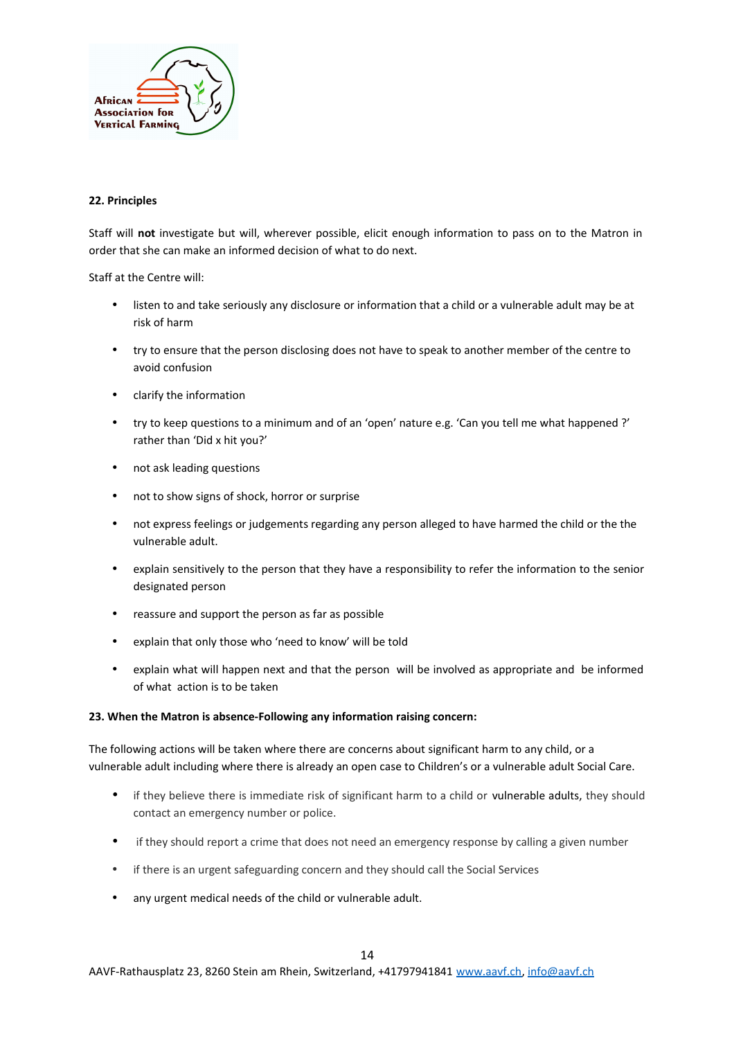**22. Principles**

Staff will **not** investigate but will, wherever possible, elicit enough information to pass on to the Matron in order that she can make an informed decision of what to do next.

Staff at the Centre will:

- listen to and take seriously any disclosure or information that a child or a vulnerable adult may be at risk of harm
- try to ensure that the person disclosing does not have to speak to another member of the centre to avoid confusion
- clarify the information
- try to keep questions to a minimum and of an 'open' nature e.g. 'Can you tell me what happened ?' rather than 'Did x hit you?'
- not ask leading questions
- not to show signs of shock, horror or surprise
- not express feelings or judgements regarding any person alleged to have harmed the child or the the vulnerable adult.
- explain sensitively to the person that they have a responsibility to refer the information to the senior designated person
- reassure and support the person as far as possible
- explain that only those who 'need to know' will be told
- explain what will happen next and that the person will be involved as appropriate and be informed of what action is to be taken

**23. When the Matron is absence-Following any information raising concern:**

The following actions will be taken where there are concerns about significant harm to any child, or a vulnerable adult including where there is already an open case to Children's or a vulnerable adult Social Care.

- if they believe there is immediate risk of significant harm to a child or vulnerable adults, they should contact an emergency number or police.
- if they should report a crime that does not need an emergency response by calling a given number
- if there is an urgent safeguarding concern and they should call the Social Services
- any urgent medical needs of the child or vulnerable adult.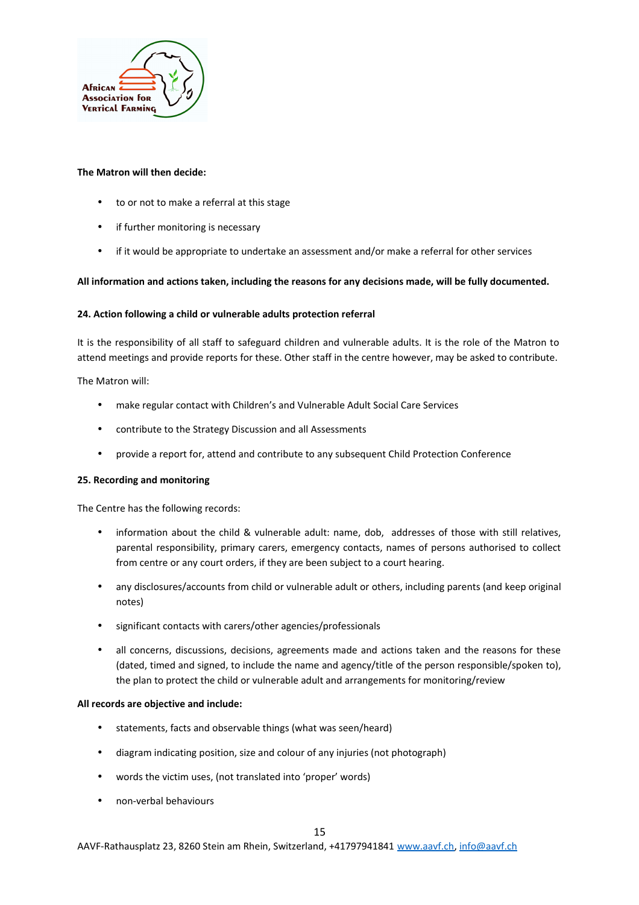**The Matron will then decide:**

- to or not to make a referral at this stage
- if further monitoring is necessary
- if it would be appropriate to undertake an assessment and/or make a referral for other services

**All information and actions taken, including the reasons for any decisions made, will be fully documented.**

**24. Action following a child or vulnerable adults protection referral**

It is the responsibility of all staff to safeguard children and vulnerable adults. It is the role of the Matron to attend meetings and provide reports for these. Other staff in the centre however, may be asked to contribute.

The Matron will:

- make regular contact with Children's and Vulnerable Adult Social Care Services
- contribute to the Strategy Discussion and all Assessments
- provide a report for, attend and contribute to any subsequent Child Protection Conference

**25. Recording and monitoring**

The Centre has the following records:

- information about the child & vulnerable adult: name, dob, addresses of those with still relatives, parental responsibility, primary carers, emergency contacts, names of persons authorised to collect from centre or any court orders, if they are been subject to a court hearing.
- any disclosures/accounts from child or vulnerable adult or others, including parents (and keep original notes)
- significant contacts with carers/other agencies/professionals
- all concerns, discussions, decisions, agreements made and actions taken and the reasons for these (dated, timed and signed, to include the name and agency/title of the person responsible/spoken to), the plan to protect the child or vulnerable adult and arrangements for monitoring/review

**All records are objective and include:**

- statements, facts and observable things (what was seen/heard)
- diagram indicating position, size and colour of any injuries (not photograph)
- words the victim uses, (not translated into 'proper' words)
- non-verbal behaviours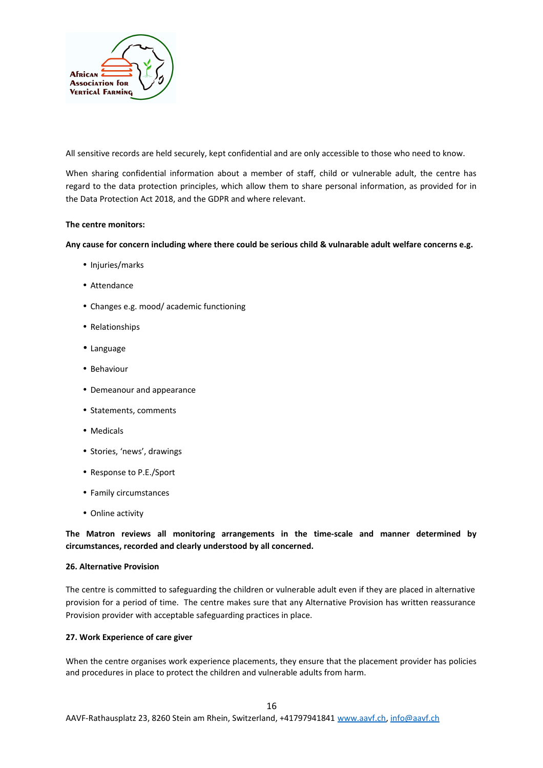All sensitive records are held securely, kept confidential and are only accessible to those who need to know.

When sharing confidential information about a member of staff, child or vulnerable adult, the centre has regard to the data protection principles, which allow them to share personal information, as provided for in the Data Protection Act 2018, and the GDPR and where relevant.

**The centre monitors:**

**Any cause for concern including where there could be serious child & vulnarable adult welfare concerns e.g.**

- Injuries/marks
- Attendance
- Changes e.g. mood/ academic functioning
- Relationships
- Language
- Behaviour
- Demeanour and appearance
- Statements, comments
- Medicals
- Stories, 'news', drawings
- Response to P.E./Sport
- Family circumstances
- Online activity

**The Matron reviews all monitoring arrangements in the time-scale and manner determined by circumstances, recorded and clearly understood by all concerned.**

#### 26. Alternative Provision

The centre is committed to safeguarding the children or vulnerable adult even if they are placed in alternative provision for a period of time. The centre makes sure that any Alternative Provision has written reassurance Provision provider with acceptable safeguarding practices in place.

#### 27. Work Experience of care giver

When the centre organises work experience placements, they ensure that the placement provider has policies and procedures in place to protect the children and vulnerable adults from harm.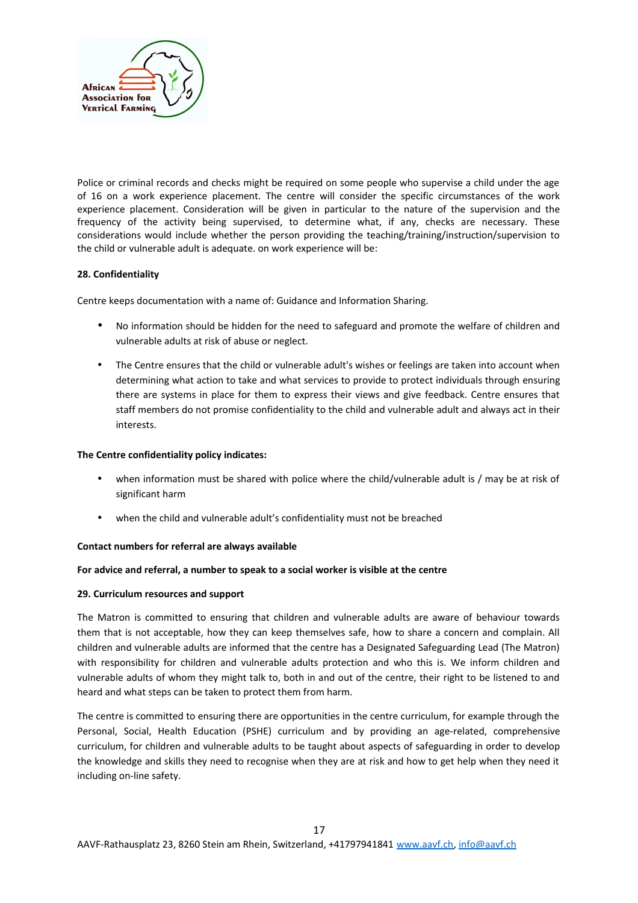Police or criminal records and checks might be required on some people who supervise a child under the age of 16 on a work experience placement. The centre will consider the specific circumstances of the work experience placement. Consideration will be given in particular to the nature of the supervision and the frequency of the activity being supervised, to determine what, if any, checks are necessary. These considerations would include whether the person providing the teaching/training/instruction/supervision to the child or vulnerable adult is adequate. on work experience will be:

**28. Confidentiality**

Centre keeps documentation with a name of: Guidance and Information Sharing.

- No information should be hidden for the need to safeguard and promote the welfare of children and vulnerable adults at risk of abuse or neglect.
- The Centre ensures that the child or vulnerable adult's wishes or feelings are taken into account when determining what action to take and what services to provide to protect individuals through ensuring there are systems in place for them to express their views and give feedback. Centre ensures that staff members do not promise confidentiality to the child and vulnerable adult and always act in their interests.

**The Centre confidentiality policy indicates:**

- when information must be shared with police where the child/vulnerable adult is / may be at risk of significant harm
- when the child and vulnerable adult's confidentiality must not be breached

**Contact numbers for referral are always available**

**For advice and referral, a number to speak to a social worker is visible at the centre**

**29. Curriculum resources and support**

The Matron is committed to ensuring that children and vulnerable adults are aware of behaviour towards them that is not acceptable, how they can keep themselves safe, how to share a concern and complain. All children and vulnerable adults are informed that the centre has a Designated Safeguarding Lead (The Matron) with responsibility for children and vulnerable adults protection and who this is. We inform children and vulnerable adults of whom they might talk to, both in and out of the centre, their right to be listened to and heard and what steps can be taken to protect them from harm.

The centre is committed to ensuring there are opportunities in the centre curriculum, for example through the Personal, Social, Health Education (PSHE) curriculum and by providing an age-related, comprehensive curriculum, for children and vulnerable adults to be taught about aspects of safeguarding in order to develop the knowledge and skills they need to recognise when they are at risk and how to get help when they need it including on-line safety.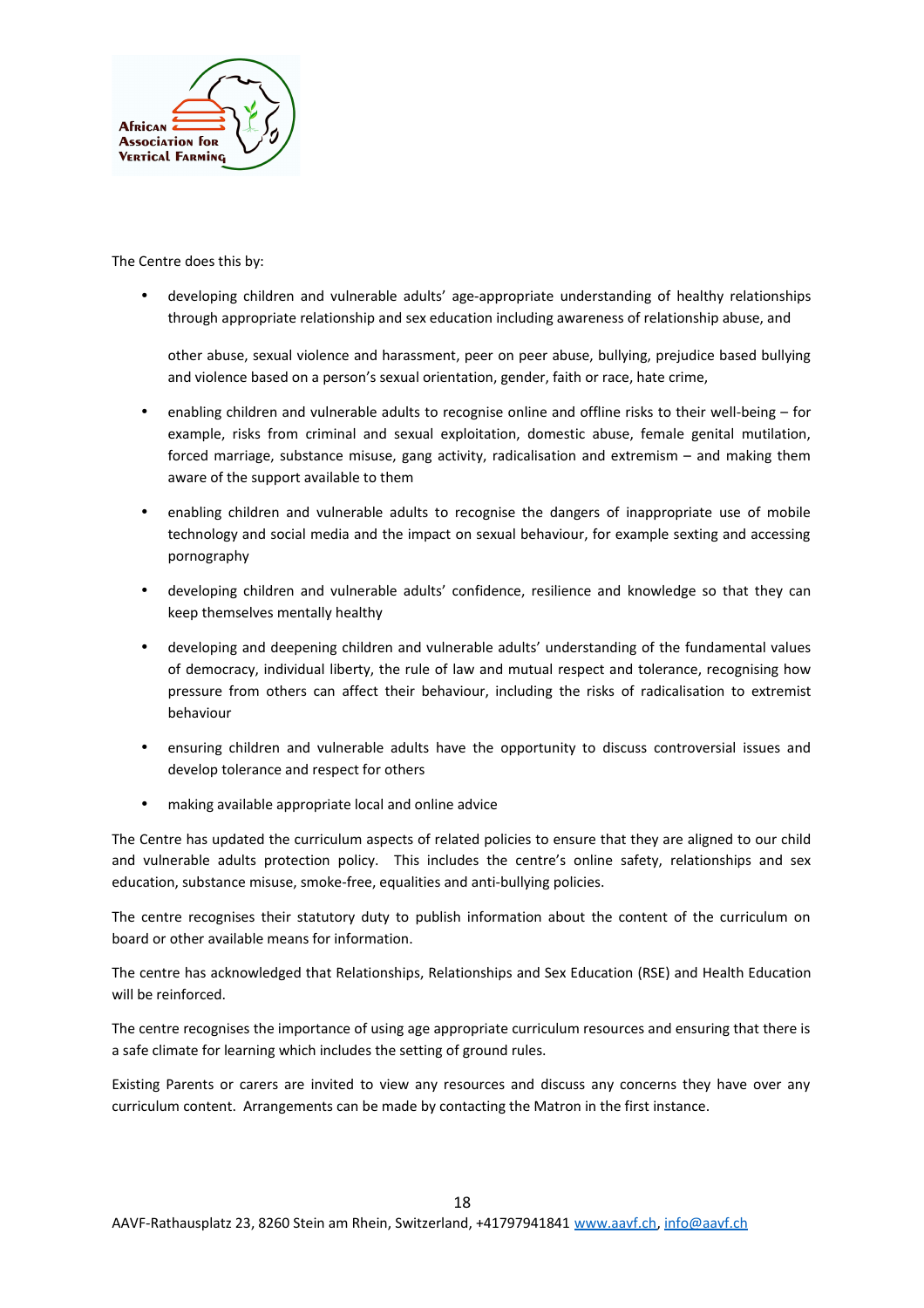The Centre does this by:

- developing children and vulnerable adults' age-appropriate understanding of healthy relationships through appropriate relationship and sex education including awareness of relationship abuse, and

  other abuse, sexual violence and harassment, peer on peer abuse, bullying, prejudice based bullying and violence based on a person's sexual orientation, gender, faith or race, hate crime,

- enabling children and vulnerable adults to recognise online and offline risks to their well-being – for example, risks from criminal and sexual exploitation, domestic abuse, female genital mutilation, forced marriage, substance misuse, gang activity, radicalisation and extremism – and making them aware of the support available to them

- enabling children and vulnerable adults to recognise the dangers of inappropriate use of mobile technology and social media and the impact on sexual behaviour, for example sexting and accessing pornography

- developing children and vulnerable adults' confidence, resilience and knowledge so that they can keep themselves mentally healthy

- developing and deepening children and vulnerable adults' understanding of the fundamental values of democracy, individual liberty, the rule of law and mutual respect and tolerance, recognising how pressure from others can affect their behaviour, including the risks of radicalisation to extremist behaviour

- ensuring children and vulnerable adults have the opportunity to discuss controversial issues and develop tolerance and respect for others

- making available appropriate local and online advice

The Centre has updated the curriculum aspects of related policies to ensure that they are aligned to our child and vulnerable adults protection policy. This includes the centre's online safety, relationships and sex education, substance misuse, smoke-free, equalities and anti-bullying policies.

The centre recognises their statutory duty to publish information about the content of the curriculum on board or other available means for information.

The centre has acknowledged that Relationships, Relationships and Sex Education (RSE) and Health Education will be reinforced.

The centre recognises the importance of using age appropriate curriculum resources and ensuring that there is a safe climate for learning which includes the setting of ground rules.

Existing Parents or carers are invited to view any resources and discuss any concerns they have over any curriculum content. Arrangements can be made by contacting the Matron in the first instance.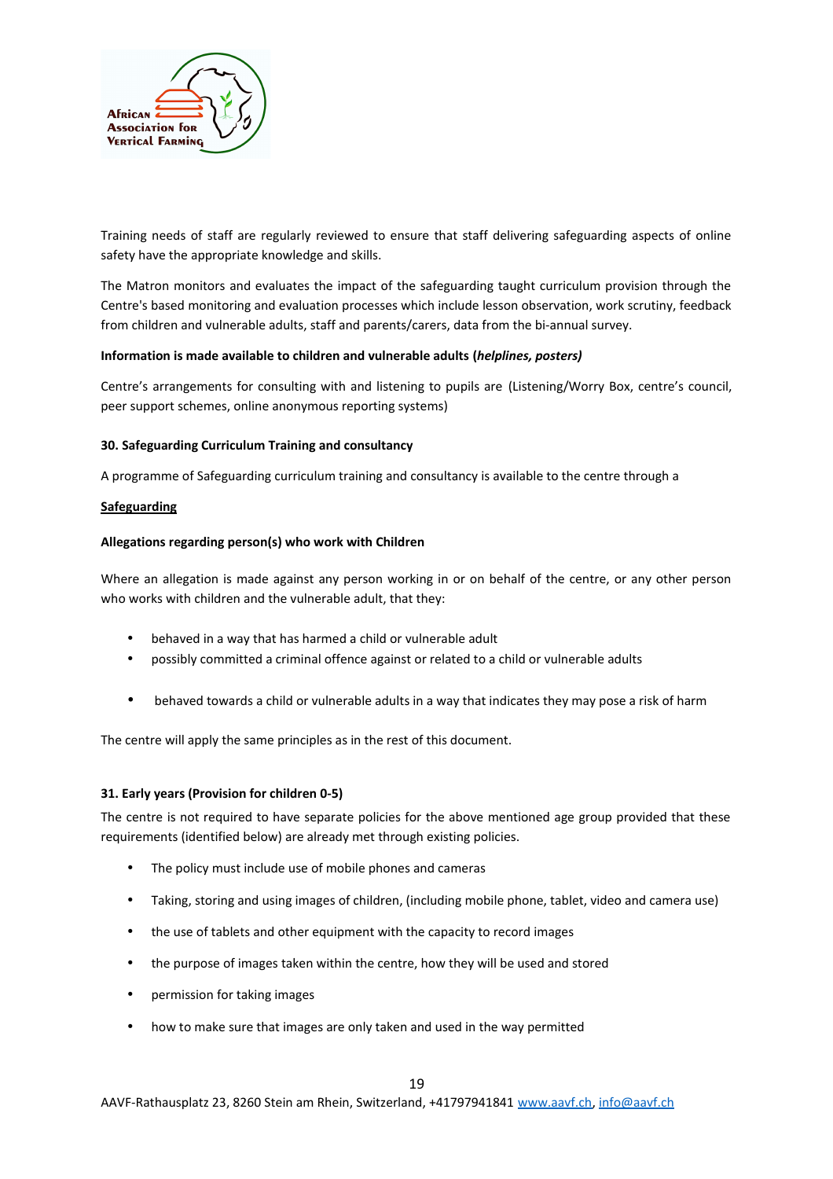Training needs of staff are regularly reviewed to ensure that staff delivering safeguarding aspects of online safety have the appropriate knowledge and skills.

The Matron monitors and evaluates the impact of the safeguarding taught curriculum provision through the Centre's based monitoring and evaluation processes which include lesson observation, work scrutiny, feedback from children and vulnerable adults, staff and parents/carers, data from the bi-annual survey.

**Information is made available to children and vulnerable adults (*helplines, posters)***

Centre's arrangements for consulting with and listening to pupils are (Listening/Worry Box, centre's council, peer support schemes, online anonymous reporting systems)

**30. Safeguarding Curriculum Training and consultancy**

A programme of Safeguarding curriculum training and consultancy is available to the centre through a

**<u>Safeguarding</u>**

**Allegations regarding person(s) who work with Children**

Where an allegation is made against any person working in or on behalf of the centre, or any other person who works with children and the vulnerable adult, that they:

- behaved in a way that has harmed a child or vulnerable adult
- possibly committed a criminal offence against or related to a child or vulnerable adults
- behaved towards a child or vulnerable adults in a way that indicates they may pose a risk of harm

The centre will apply the same principles as in the rest of this document.

**31. Early years (Provision for children 0-5)**

The centre is not required to have separate policies for the above mentioned age group provided that these requirements (identified below) are already met through existing policies.

- The policy must include use of mobile phones and cameras
- Taking, storing and using images of children, (including mobile phone, tablet, video and camera use)
- the use of tablets and other equipment with the capacity to record images
- the purpose of images taken within the centre, how they will be used and stored
- permission for taking images
- how to make sure that images are only taken and used in the way permitted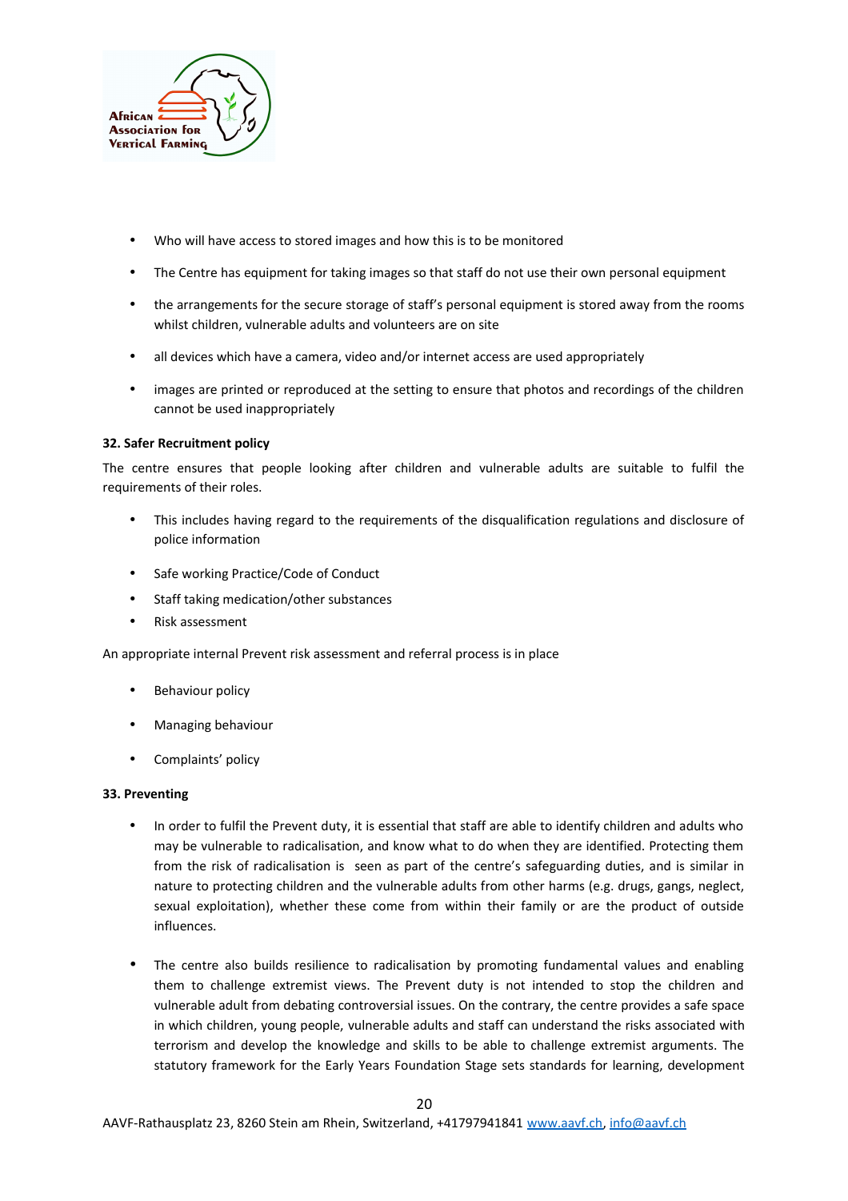- Who will have access to stored images and how this is to be monitored
- The Centre has equipment for taking images so that staff do not use their own personal equipment
- the arrangements for the secure storage of staff's personal equipment is stored away from the rooms whilst children, vulnerable adults and volunteers are on site
- all devices which have a camera, video and/or internet access are used appropriately
- images are printed or reproduced at the setting to ensure that photos and recordings of the children cannot be used inappropriately

**32. Safer Recruitment policy**

The centre ensures that people looking after children and vulnerable adults are suitable to fulfil the requirements of their roles.

- This includes having regard to the requirements of the disqualification regulations and disclosure of police information
- Safe working Practice/Code of Conduct
- Staff taking medication/other substances
- Risk assessment

An appropriate internal Prevent risk assessment and referral process is in place

- Behaviour policy
- Managing behaviour
- Complaints' policy

**33. Preventing**

- In order to fulfil the Prevent duty, it is essential that staff are able to identify children and adults who may be vulnerable to radicalisation, and know what to do when they are identified. Protecting them from the risk of radicalisation is seen as part of the centre's safeguarding duties, and is similar in nature to protecting children and the vulnerable adults from other harms (e.g. drugs, gangs, neglect, sexual exploitation), whether these come from within their family or are the product of outside influences.
- The centre also builds resilience to radicalisation by promoting fundamental values and enabling them to challenge extremist views. The Prevent duty is not intended to stop the children and vulnerable adult from debating controversial issues. On the contrary, the centre provides a safe space in which children, young people, vulnerable adults and staff can understand the risks associated with terrorism and develop the knowledge and skills to be able to challenge extremist arguments. The statutory framework for the Early Years Foundation Stage sets standards for learning, development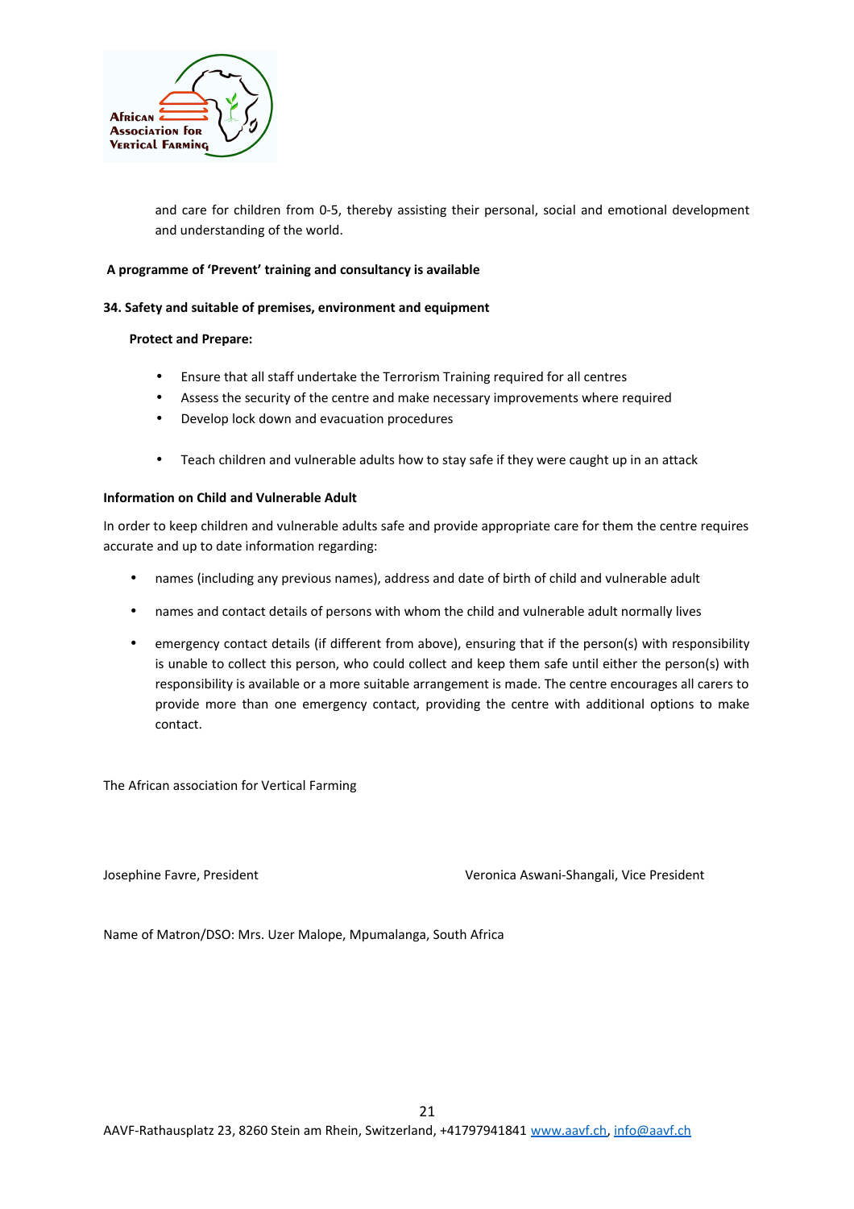and care for children from 0-5, thereby assisting their personal, social and emotional development and understanding of the world.

**A programme of 'Prevent' training and consultancy is available**

**34. Safety and suitable of premises, environment and equipment**

**Protect and Prepare:**

- Ensure that all staff undertake the Terrorism Training required for all centres
- Assess the security of the centre and make necessary improvements where required
- Develop lock down and evacuation procedures
- Teach children and vulnerable adults how to stay safe if they were caught up in an attack

**Information on Child and Vulnerable Adult**

In order to keep children and vulnerable adults safe and provide appropriate care for them the centre requires accurate and up to date information regarding:

- names (including any previous names), address and date of birth of child and vulnerable adult
- names and contact details of persons with whom the child and vulnerable adult normally lives
- emergency contact details (if different from above), ensuring that if the person(s) with responsibility is unable to collect this person, who could collect and keep them safe until either the person(s) with responsibility is available or a more suitable arrangement is made. The centre encourages all carers to provide more than one emergency contact, providing the centre with additional options to make contact.

The African association for Vertical Farming

Josephine Favre, President

Veronica Aswani-Shangali, Vice President

Name of Matron/DSO: Mrs. Uzer Malope, Mpumalanga, South Africa